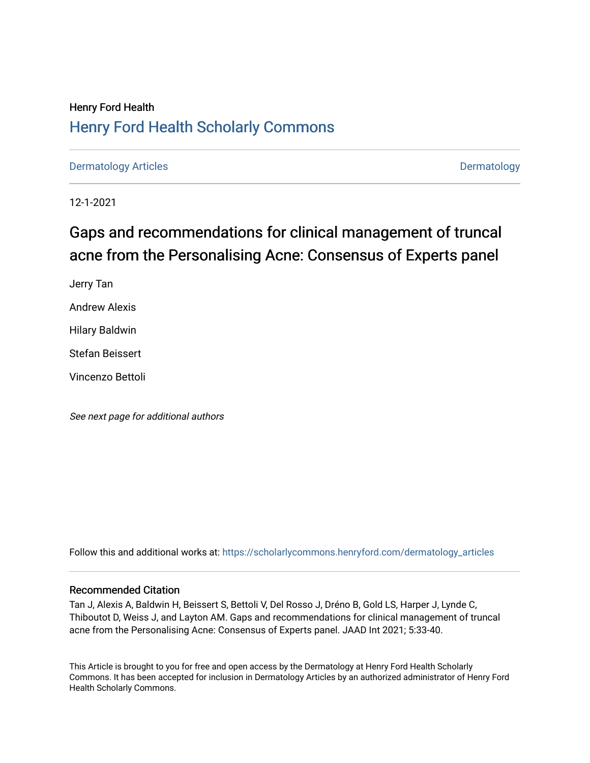Henry Ford Health

# Henry Ford Health Scholarly Commons

Dermatology Articles | Dermatology

12-1-2021

## Gaps and recommendations for clinical management of truncal acne from the Personalising Acne: Consensus of Experts panel

Jerry Tan

Andrew Alexis

Hilary Baldwin

Stefan Beissert

Vincenzo Bettoli

*See next page for additional authors*

Follow this and additional works at: https://scholarlycommons.henryford.com/dermatology_articles

### Recommended Citation

Tan J, Alexis A, Baldwin H, Beissert S, Bettoli V, Del Rosso J, Dréno B, Gold LS, Harper J, Lynde C, Thiboutot D, Weiss J, and Layton AM. Gaps and recommendations for clinical management of truncal acne from the Personalising Acne: Consensus of Experts panel. JAAD Int 2021; 5:33-40.

This Article is brought to you for free and open access by the Dermatology at Henry Ford Health Scholarly Commons. It has been accepted for inclusion in Dermatology Articles by an authorized administrator of Henry Ford Health Scholarly Commons.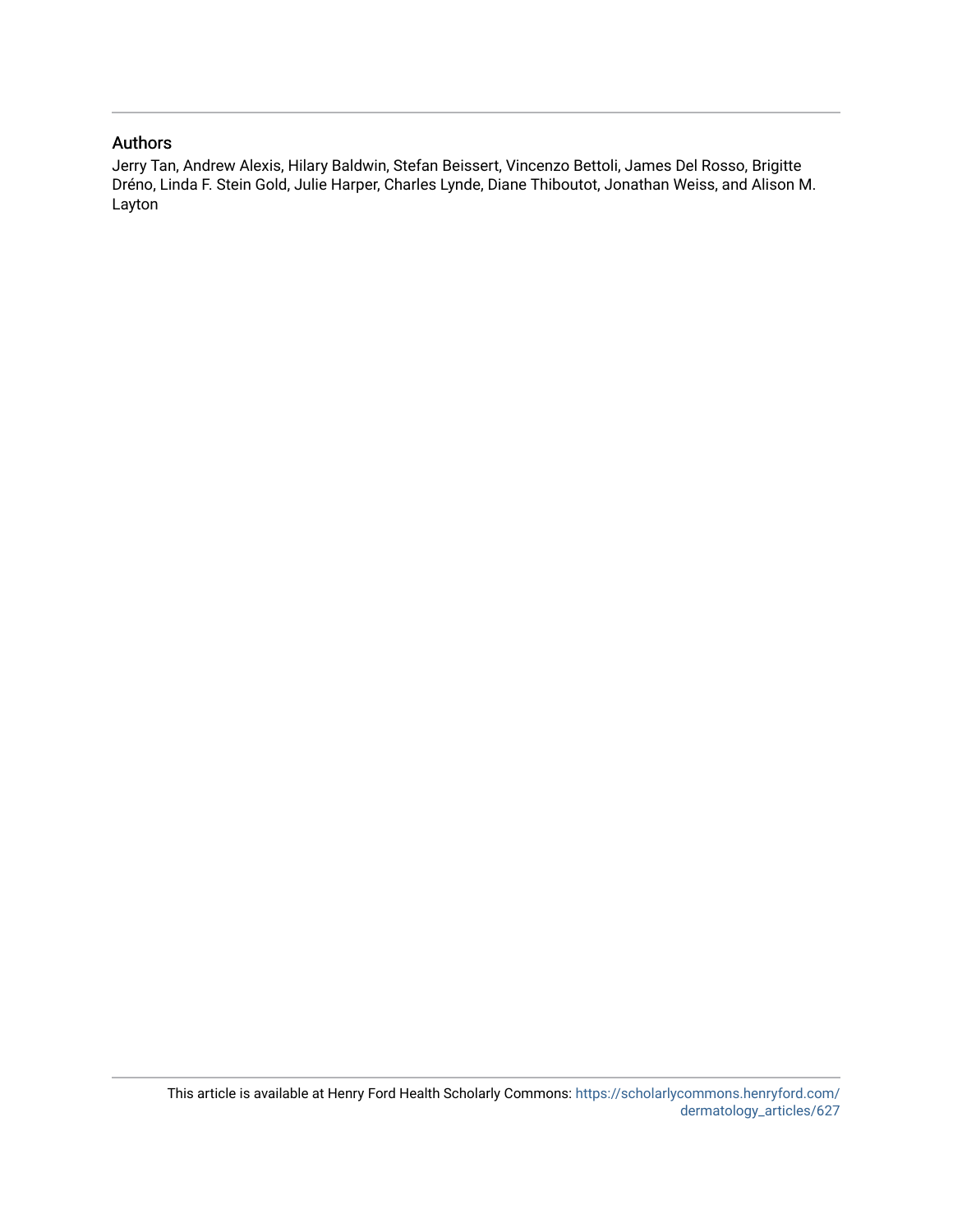## Authors

Jerry Tan, Andrew Alexis, Hilary Baldwin, Stefan Beissert, Vincenzo Bettoli, James Del Rosso, Brigitte Dréno, Linda F. Stein Gold, Julie Harper, Charles Lynde, Diane Thiboutot, Jonathan Weiss, and Alison M. Layton

This article is available at Henry Ford Health Scholarly Commons: https://scholarlycommons.henryford.com/dermatology_articles/627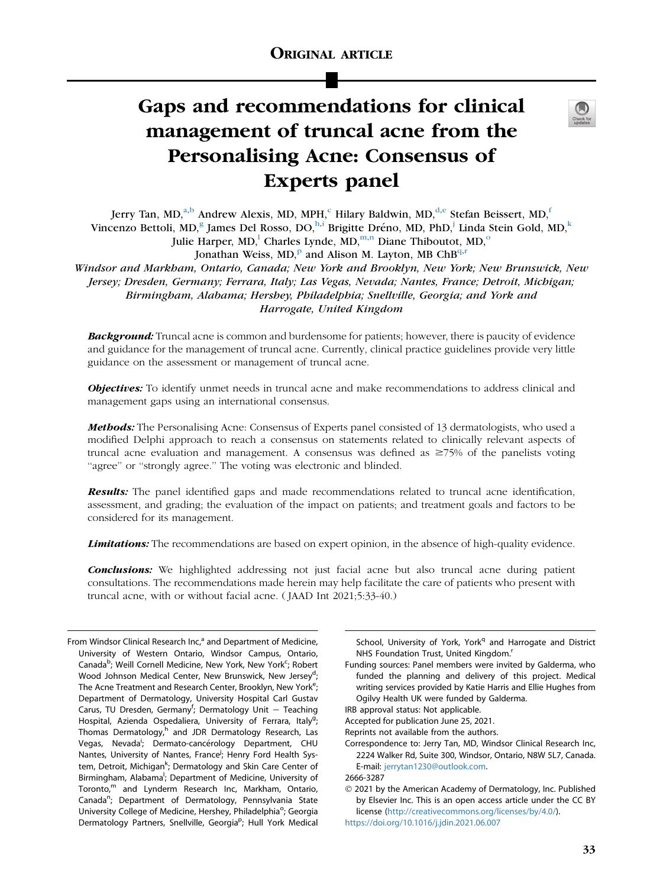ORIGINAL ARTICLE

# Gaps and recommendations for clinical management of truncal acne from the Personalising Acne: Consensus of Experts panel

Jerry Tan, MD,[a,b] Andrew Alexis, MD, MPH,[c] Hilary Baldwin, MD,[d,e] Stefan Beissert, MD,[f] Vincenzo Bettoli, MD,[g] James Del Rosso, DO,[h,i] Brigitte Dréno, MD, PhD,[j] Linda Stein Gold, MD,[k] Julie Harper, MD,[l] Charles Lynde, MD,[m,n] Diane Thiboutot, MD,[o] Jonathan Weiss, MD,[p] and Alison M. Layton, MB ChB[q,r]

*Windsor and Markham, Ontario, Canada; New York and Brooklyn, New York; New Brunswick, New Jersey; Dresden, Germany; Ferrara, Italy; Las Vegas, Nevada; Nantes, France; Detroit, Michigan; Birmingham, Alabama; Hershey, Philadelphia; Snellville, Georgia; and York and Harrogate, United Kingdom*

***Background:*** Truncal acne is common and burdensome for patients; however, there is paucity of evidence and guidance for the management of truncal acne. Currently, clinical practice guidelines provide very little guidance on the assessment or management of truncal acne.

***Objectives:*** To identify unmet needs in truncal acne and make recommendations to address clinical and management gaps using an international consensus.

***Methods:*** The Personalising Acne: Consensus of Experts panel consisted of 13 dermatologists, who used a modified Delphi approach to reach a consensus on statements related to clinically relevant aspects of truncal acne evaluation and management. A consensus was defined as ≥75% of the panelists voting "agree" or "strongly agree." The voting was electronic and blinded.

***Results:*** The panel identified gaps and made recommendations related to truncal acne identification, assessment, and grading; the evaluation of the impact on patients; and treatment goals and factors to be considered for its management.

***Limitations:*** The recommendations are based on expert opinion, in the absence of high-quality evidence.

***Conclusions:*** We highlighted addressing not just facial acne but also truncal acne during patient consultations. The recommendations made herein may help facilitate the care of patients who present with truncal acne, with or without facial acne. (JAAD Int 2021;5:33-40.)

From Windsor Clinical Research Inc,[a] and Department of Medicine, University of Western Ontario, Windsor Campus, Ontario, Canada[b]; Weill Cornell Medicine, New York, New York[c]; Robert Wood Johnson Medical Center, New Brunswick, New Jersey[d]; The Acne Treatment and Research Center, Brooklyn, New York[e]; Department of Dermatology, University Hospital Carl Gustav Carus, TU Dresden, Germany[f]; Dermatology Unit — Teaching Hospital, Azienda Ospedaliera, University of Ferrara, Italy[g]; Thomas Dermatology,[h] and JDR Dermatology Research, Las Vegas, Nevada[i]; Dermato-cancérology Department, CHU Nantes, University of Nantes, France[j]; Henry Ford Health System, Detroit, Michigan[k]; Dermatology and Skin Care Center of Birmingham, Alabama[l]; Department of Medicine, University of Toronto,[m] and Lynderm Research Inc, Markham, Ontario, Canada[n]; Department of Dermatology, Pennsylvania State University College of Medicine, Hershey, Philadelphia[o]; Georgia Dermatology Partners, Snellville, Georgia[p]; Hull York Medical School, University of York, York[q] and Harrogate and District NHS Foundation Trust, United Kingdom.[r]

Funding sources: Panel members were invited by Galderma, who funded the planning and delivery of this project. Medical writing services provided by Katie Harris and Ellie Hughes from Ogilvy Health UK were funded by Galderma.

IRB approval status: Not applicable.

Accepted for publication June 25, 2021.

Reprints not available from the authors.

Correspondence to: Jerry Tan, MD, Windsor Clinical Research Inc, 2224 Walker Rd, Suite 300, Windsor, Ontario, N8W 5L7, Canada. E-mail: jerrytan1230@outlook.com.

2666-3287

© 2021 by the American Academy of Dermatology, Inc. Published by Elsevier Inc. This is an open access article under the CC BY license (http://creativecommons.org/licenses/by/4.0/).

https://doi.org/10.1016/j.jdin.2021.06.007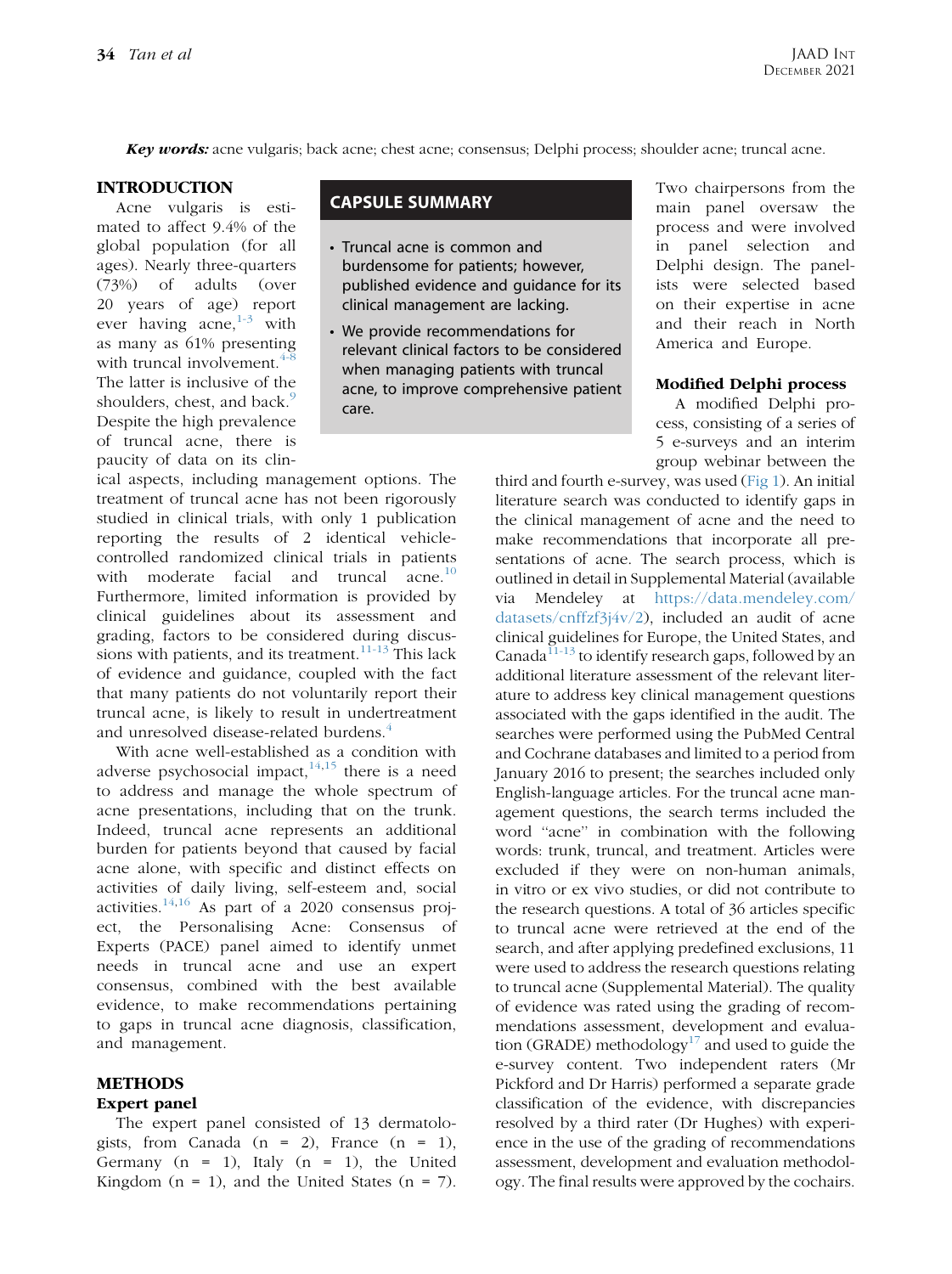**Key words:** acne vulgaris; back acne; chest acne; consensus; Delphi process; shoulder acne; truncal acne.

## CAPSULE SUMMARY

- Truncal acne is common and burdensome for patients; however, published evidence and guidance for its clinical management are lacking.
- We provide recommendations for relevant clinical factors to be considered when managing patients with truncal acne, to improve comprehensive patient care.

## INTRODUCTION

Acne vulgaris is estimated to affect 9.4% of the global population (for all ages). Nearly three-quarters (73%) of adults (over 20 years of age) report ever having acne,[1-3] with as many as 61% presenting with truncal involvement.[4-8] The latter is inclusive of the shoulders, chest, and back.[9] Despite the high prevalence of truncal acne, there is paucity of data on its clinical aspects, including management options. The treatment of truncal acne has not been rigorously studied in clinical trials, with only 1 publication reporting the results of 2 identical vehicle-controlled randomized clinical trials in patients with moderate facial and truncal acne.[10] Furthermore, limited information is provided by clinical guidelines about its assessment and grading, factors to be considered during discussions with patients, and its treatment.[11-13] This lack of evidence and guidance, coupled with the fact that many patients do not voluntarily report their truncal acne, is likely to result in undertreatment and unresolved disease-related burdens.[4]

With acne well-established as a condition with adverse psychosocial impact,[14,15] there is a need to address and manage the whole spectrum of acne presentations, including that on the trunk. Indeed, truncal acne represents an additional burden for patients beyond that caused by facial acne alone, with specific and distinct effects on activities of daily living, self-esteem and, social activities.[14,16] As part of a 2020 consensus project, the Personalising Acne: Consensus of Experts (PACE) panel aimed to identify unmet needs in truncal acne and use an expert consensus, combined with the best available evidence, to make recommendations pertaining to gaps in truncal acne diagnosis, classification, and management.

## METHODS

### Expert panel

The expert panel consisted of 13 dermatologists, from Canada (n = 2), France (n = 1), Germany (n = 1), Italy (n = 1), the United Kingdom (n = 1), and the United States (n = 7). Two chairpersons from the main panel oversaw the process and were involved in panel selection and Delphi design. The panelists were selected based on their expertise in acne and their reach in North America and Europe.

### Modified Delphi process

A modified Delphi process, consisting of a series of 5 e-surveys and an interim group webinar between the third and fourth e-survey, was used (Fig 1). An initial literature search was conducted to identify gaps in the clinical management of acne and the need to make recommendations that incorporate all presentations of acne. The search process, which is outlined in detail in Supplemental Material (available via Mendeley at https://data.mendeley.com/datasets/cnffzf3j4v/2), included an audit of acne clinical guidelines for Europe, the United States, and Canada[11-13] to identify research gaps, followed by an additional literature assessment of the relevant literature to address key clinical management questions associated with the gaps identified in the audit. The searches were performed using the PubMed Central and Cochrane databases and limited to a period from January 2016 to present; the searches included only English-language articles. For the truncal acne management questions, the search terms included the word "acne" in combination with the following words: trunk, truncal, and treatment. Articles were excluded if they were on non-human animals, in vitro or ex vivo studies, or did not contribute to the research questions. A total of 36 articles specific to truncal acne were retrieved at the end of the search, and after applying predefined exclusions, 11 were used to address the research questions relating to truncal acne (Supplemental Material). The quality of evidence was rated using the grading of recommendations assessment, development and evaluation (GRADE) methodology[17] and used to guide the e-survey content. Two independent raters (Mr Pickford and Dr Harris) performed a separate grade classification of the evidence, with discrepancies resolved by a third rater (Dr Hughes) with experience in the use of the grading of recommendations assessment, development and evaluation methodology. The final results were approved by the cochairs.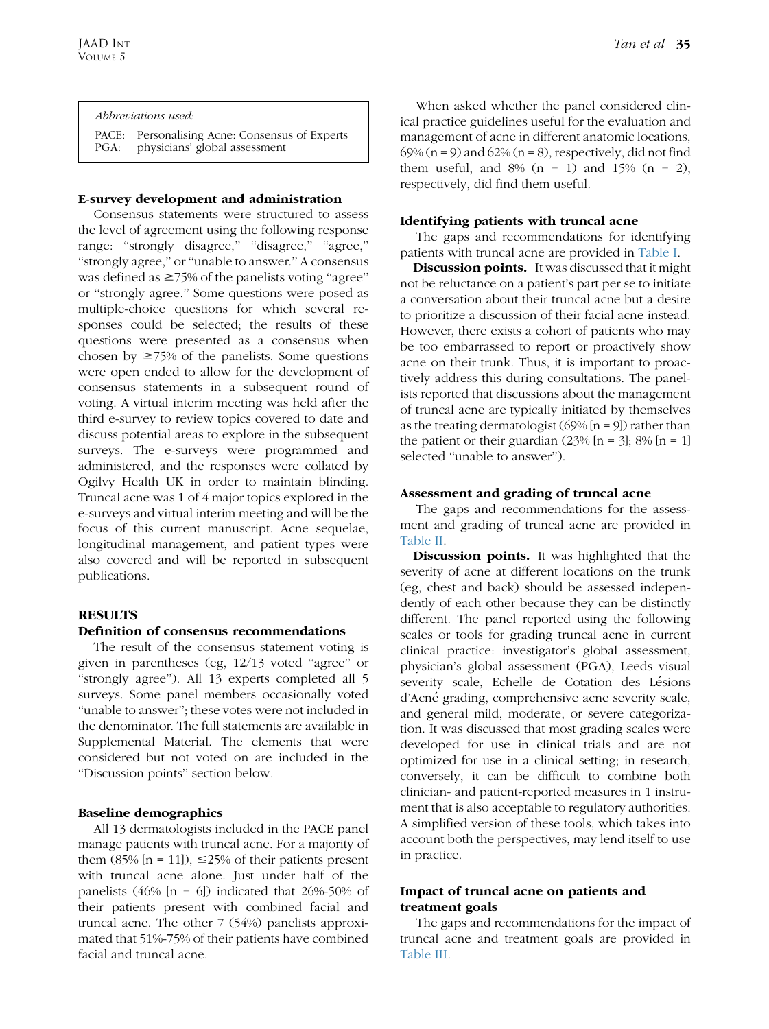Abbreviations used:

PACE: Personalising Acne: Consensus of Experts
PGA: physicians' global assessment

### E-survey development and administration

Consensus statements were structured to assess the level of agreement using the following response range: "strongly disagree," "disagree," "agree," "strongly agree," or "unable to answer." A consensus was defined as ≥75% of the panelists voting "agree" or "strongly agree." Some questions were posed as multiple-choice questions for which several responses could be selected; the results of these questions were presented as a consensus when chosen by ≥75% of the panelists. Some questions were open ended to allow for the development of consensus statements in a subsequent round of voting. A virtual interim meeting was held after the third e-survey to review topics covered to date and discuss potential areas to explore in the subsequent surveys. The e-surveys were programmed and administered, and the responses were collated by Ogilvy Health UK in order to maintain blinding. Truncal acne was 1 of 4 major topics explored in the e-surveys and virtual interim meeting and will be the focus of this current manuscript. Acne sequelae, longitudinal management, and patient types were also covered and will be reported in subsequent publications.

## RESULTS

### Definition of consensus recommendations

The result of the consensus statement voting is given in parentheses (eg, 12/13 voted "agree" or "strongly agree"). All 13 experts completed all 5 surveys. Some panel members occasionally voted "unable to answer"; these votes were not included in the denominator. The full statements are available in Supplemental Material. The elements that were considered but not voted on are included in the "Discussion points" section below.

### Baseline demographics

All 13 dermatologists included in the PACE panel manage patients with truncal acne. For a majority of them (85% [n = 11]), ≤25% of their patients present with truncal acne alone. Just under half of the panelists (46% [n = 6]) indicated that 26%-50% of their patients present with combined facial and truncal acne. The other 7 (54%) panelists approximated that 51%-75% of their patients have combined facial and truncal acne.

When asked whether the panel considered clinical practice guidelines useful for the evaluation and management of acne in different anatomic locations, 69% (n = 9) and 62% (n = 8), respectively, did not find them useful, and 8% (n = 1) and 15% (n = 2), respectively, did find them useful.

### Identifying patients with truncal acne

The gaps and recommendations for identifying patients with truncal acne are provided in Table I.

**Discussion points.** It was discussed that it might not be reluctance on a patient's part per se to initiate a conversation about their truncal acne but a desire to prioritize a discussion of their facial acne instead. However, there exists a cohort of patients who may be too embarrassed to report or proactively show acne on their trunk. Thus, it is important to proactively address this during consultations. The panelists reported that discussions about the management of truncal acne are typically initiated by themselves as the treating dermatologist (69% [n = 9]) rather than the patient or their guardian (23% [n = 3]; 8% [n = 1] selected "unable to answer").

### Assessment and grading of truncal acne

The gaps and recommendations for the assessment and grading of truncal acne are provided in Table II.

**Discussion points.** It was highlighted that the severity of acne at different locations on the trunk (eg, chest and back) should be assessed independently of each other because they can be distinctly different. The panel reported using the following scales or tools for grading truncal acne in current clinical practice: investigator's global assessment, physician's global assessment (PGA), Leeds visual severity scale, Echelle de Cotation des Lésions d'Acné grading, comprehensive acne severity scale, and general mild, moderate, or severe categorization. It was discussed that most grading scales were developed for use in clinical trials and are not optimized for use in a clinical setting; in research, conversely, it can be difficult to combine both clinician- and patient-reported measures in 1 instrument that is also acceptable to regulatory authorities. A simplified version of these tools, which takes into account both the perspectives, may lend itself to use in practice.

### Impact of truncal acne on patients and treatment goals

The gaps and recommendations for the impact of truncal acne and treatment goals are provided in Table III.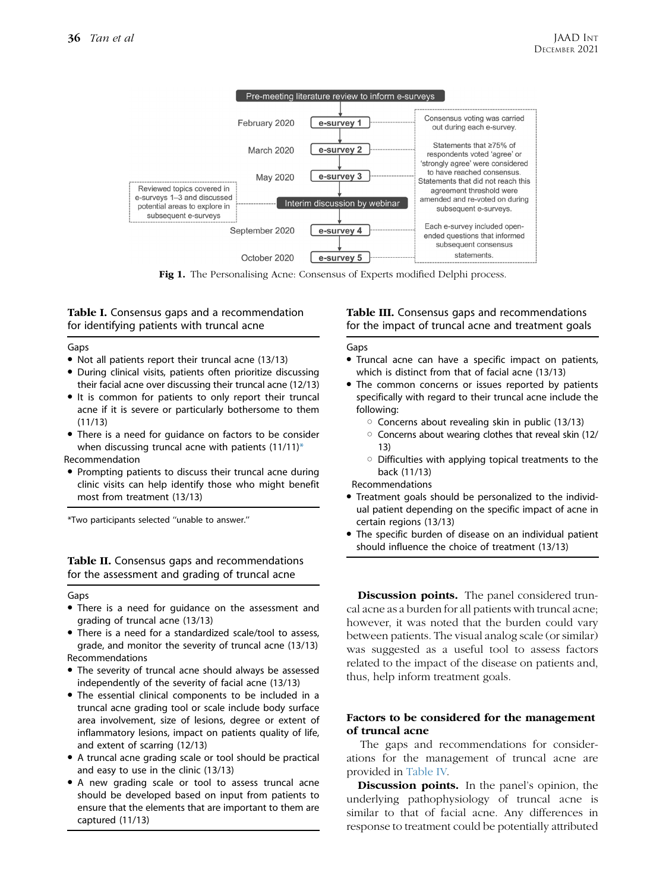Pre-meeting literature review to inform e-surveys

| Date | Step |
|---|---|
| February 2020 | e-survey 1 |
| March 2020 | e-survey 2 |
| May 2020 | e-survey 3 |
| | Interim discussion by webinar |
| September 2020 | e-survey 4 |
| October 2020 | e-survey 5 |

Reviewed topics covered in e-surveys 1–3 and discussed potential areas to explore in subsequent e-surveys

Consensus voting was carried out during each e-survey.

Statements that ≥75% of respondents voted 'agree' or 'strongly agree' were considered to have reached consensus. Statements that did not reach this agreement threshold were amended and re-voted on during subsequent e-surveys.

Each e-survey included open-ended questions that informed subsequent consensus statements.

**Fig 1.** The Personalising Acne: Consensus of Experts modified Delphi process.

**Table I.** Consensus gaps and a recommendation for identifying patients with truncal acne

Gaps

- Not all patients report their truncal acne (13/13)
- During clinical visits, patients often prioritize discussing their facial acne over discussing their truncal acne (12/13)
- It is common for patients to only report their truncal acne if it is severe or particularly bothersome to them (11/13)
- There is a need for guidance on factors to be consider when discussing truncal acne with patients (11/11)*

Recommendation

- Prompting patients to discuss their truncal acne during clinic visits can help identify those who might benefit most from treatment (13/13)

*Two participants selected "unable to answer."

**Table II.** Consensus gaps and recommendations for the assessment and grading of truncal acne

Gaps

- There is a need for guidance on the assessment and grading of truncal acne (13/13)
- There is a need for a standardized scale/tool to assess, grade, and monitor the severity of truncal acne (13/13)

Recommendations

- The severity of truncal acne should always be assessed independently of the severity of facial acne (13/13)
- The essential clinical components to be included in a truncal acne grading tool or scale include body surface area involvement, size of lesions, degree or extent of inflammatory lesions, impact on patients quality of life, and extent of scarring (12/13)
- A truncal acne grading scale or tool should be practical and easy to use in the clinic (13/13)
- A new grading scale or tool to assess truncal acne should be developed based on input from patients to ensure that the elements that are important to them are captured (11/13)

**Table III.** Consensus gaps and recommendations for the impact of truncal acne and treatment goals

Gaps

- Truncal acne can have a specific impact on patients, which is distinct from that of facial acne (13/13)
- The common concerns or issues reported by patients specifically with regard to their truncal acne include the following:
  - Concerns about revealing skin in public (13/13)
  - Concerns about wearing clothes that reveal skin (12/13)
  - Difficulties with applying topical treatments to the back (11/13)

Recommendations

- Treatment goals should be personalized to the individual patient depending on the specific impact of acne in certain regions (13/13)
- The specific burden of disease on an individual patient should influence the choice of treatment (13/13)

**Discussion points.** The panel considered truncal acne as a burden for all patients with truncal acne; however, it was noted that the burden could vary between patients. The visual analog scale (or similar) was suggested as a useful tool to assess factors related to the impact of the disease on patients and, thus, help inform treatment goals.

## Factors to be considered for the management of truncal acne

The gaps and recommendations for considerations for the management of truncal acne are provided in Table IV.

**Discussion points.** In the panel's opinion, the underlying pathophysiology of truncal acne is similar to that of facial acne. Any differences in response to treatment could be potentially attributed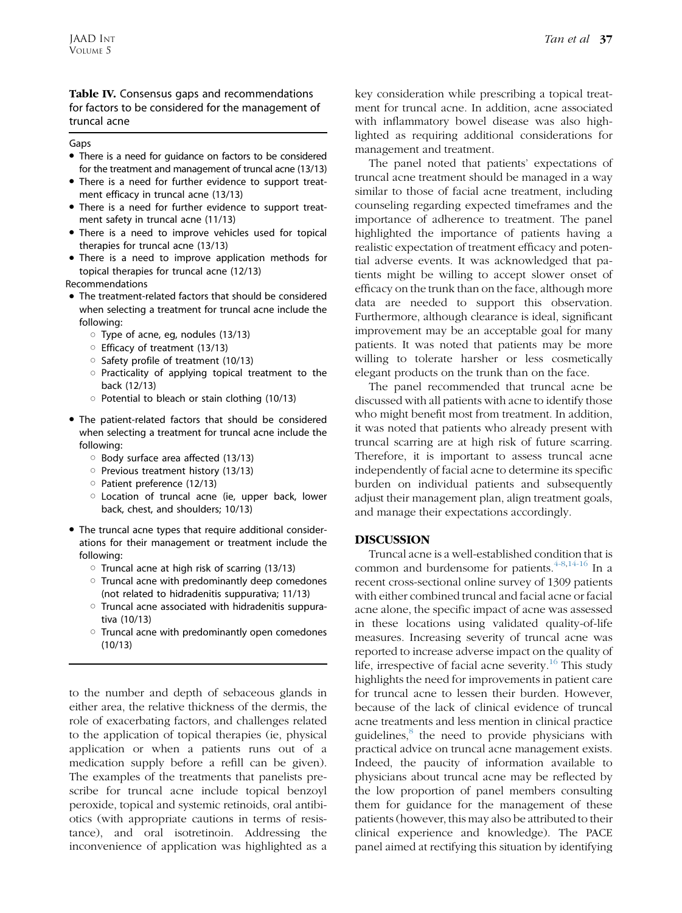**Table IV.** Consensus gaps and recommendations for factors to be considered for the management of truncal acne

Gaps

- There is a need for guidance on factors to be considered for the treatment and management of truncal acne (13/13)
- There is a need for further evidence to support treatment efficacy in truncal acne (13/13)
- There is a need for further evidence to support treatment safety in truncal acne (11/13)
- There is a need to improve vehicles used for topical therapies for truncal acne (13/13)
- There is a need to improve application methods for topical therapies for truncal acne (12/13)

Recommendations

- The treatment-related factors that should be considered when selecting a treatment for truncal acne include the following:
  - Type of acne, eg, nodules (13/13)
  - Efficacy of treatment (13/13)
  - Safety profile of treatment (10/13)
  - Practicality of applying topical treatment to the back (12/13)
  - Potential to bleach or stain clothing (10/13)
- The patient-related factors that should be considered when selecting a treatment for truncal acne include the following:
  - Body surface area affected (13/13)
  - Previous treatment history (13/13)
  - Patient preference (12/13)
  - Location of truncal acne (ie, upper back, lower back, chest, and shoulders; 10/13)
- The truncal acne types that require additional considerations for their management or treatment include the following:
  - Truncal acne at high risk of scarring (13/13)
  - Truncal acne with predominantly deep comedones (not related to hidradenitis suppurativa; 11/13)
  - Truncal acne associated with hidradenitis suppurativa (10/13)
  - Truncal acne with predominantly open comedones (10/13)

to the number and depth of sebaceous glands in either area, the relative thickness of the dermis, the role of exacerbating factors, and challenges related to the application of topical therapies (ie, physical application or when a patients runs out of a medication supply before a refill can be given). The examples of the treatments that panelists prescribe for truncal acne include topical benzoyl peroxide, topical and systemic retinoids, oral antibiotics (with appropriate cautions in terms of resistance), and oral isotretinoin. Addressing the inconvenience of application was highlighted as a key consideration while prescribing a topical treatment for truncal acne. In addition, acne associated with inflammatory bowel disease was also highlighted as requiring additional considerations for management and treatment.

The panel noted that patients' expectations of truncal acne treatment should be managed in a way similar to those of facial acne treatment, including counseling regarding expected timeframes and the importance of adherence to treatment. The panel highlighted the importance of patients having a realistic expectation of treatment efficacy and potential adverse events. It was acknowledged that patients might be willing to accept slower onset of efficacy on the trunk than on the face, although more data are needed to support this observation. Furthermore, although clearance is ideal, significant improvement may be an acceptable goal for many patients. It was noted that patients may be more willing to tolerate harsher or less cosmetically elegant products on the trunk than on the face.

The panel recommended that truncal acne be discussed with all patients with acne to identify those who might benefit most from treatment. In addition, it was noted that patients who already present with truncal scarring are at high risk of future scarring. Therefore, it is important to assess truncal acne independently of facial acne to determine its specific burden on individual patients and subsequently adjust their management plan, align treatment goals, and manage their expectations accordingly.

## DISCUSSION

Truncal acne is a well-established condition that is common and burdensome for patients.[4-8,14-16] In a recent cross-sectional online survey of 1309 patients with either combined truncal and facial acne or facial acne alone, the specific impact of acne was assessed in these locations using validated quality-of-life measures. Increasing severity of truncal acne was reported to increase adverse impact on the quality of life, irrespective of facial acne severity.[16] This study highlights the need for improvements in patient care for truncal acne to lessen their burden. However, because of the lack of clinical evidence of truncal acne treatments and less mention in clinical practice guidelines,[8] the need to provide physicians with practical advice on truncal acne management exists. Indeed, the paucity of information available to physicians about truncal acne may be reflected by the low proportion of panel members consulting them for guidance for the management of these patients (however, this may also be attributed to their clinical experience and knowledge). The PACE panel aimed at rectifying this situation by identifying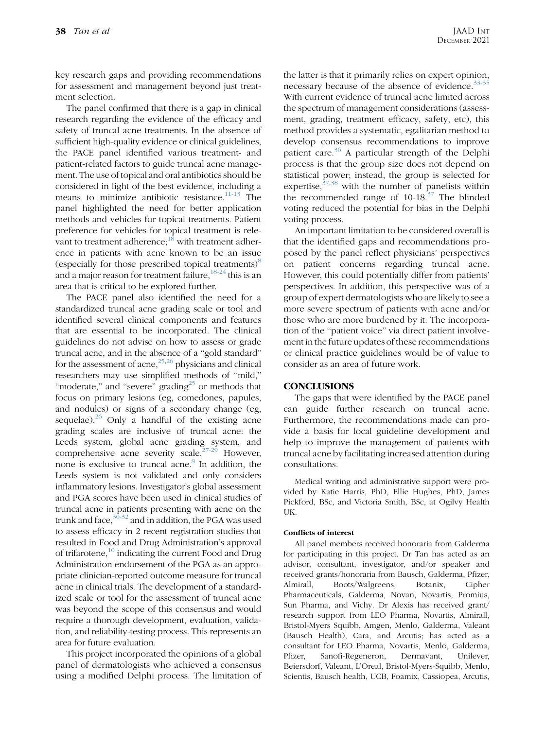key research gaps and providing recommendations for assessment and management beyond just treatment selection.

The panel confirmed that there is a gap in clinical research regarding the evidence of the efficacy and safety of truncal acne treatments. In the absence of sufficient high-quality evidence or clinical guidelines, the PACE panel identified various treatment- and patient-related factors to guide truncal acne management. The use of topical and oral antibiotics should be considered in light of the best evidence, including a means to minimize antibiotic resistance.[11-13] The panel highlighted the need for better application methods and vehicles for topical treatments. Patient preference for vehicles for topical treatment is relevant to treatment adherence;[18] with treatment adherence in patients with acne known to be an issue (especially for those prescribed topical treatments)[8] and a major reason for treatment failure,[18-24] this is an area that is critical to be explored further.

The PACE panel also identified the need for a standardized truncal acne grading scale or tool and identified several clinical components and features that are essential to be incorporated. The clinical guidelines do not advise on how to assess or grade truncal acne, and in the absence of a "gold standard" for the assessment of acne,[25,26] physicians and clinical researchers may use simplified methods of "mild," "moderate," and "severe" grading[25] or methods that focus on primary lesions (eg, comedones, papules, and nodules) or signs of a secondary change (eg, sequelae).[26] Only a handful of the existing acne grading scales are inclusive of truncal acne: the Leeds system, global acne grading system, and comprehensive acne severity scale.[27-29] However, none is exclusive to truncal acne.[8] In addition, the Leeds system is not validated and only considers inflammatory lesions. Investigator's global assessment and PGA scores have been used in clinical studies of truncal acne in patients presenting with acne on the trunk and face,[30-32] and in addition, the PGA was used to assess efficacy in 2 recent registration studies that resulted in Food and Drug Administration's approval of trifarotene,[10] indicating the current Food and Drug Administration endorsement of the PGA as an appropriate clinician-reported outcome measure for truncal acne in clinical trials. The development of a standardized scale or tool for the assessment of truncal acne was beyond the scope of this consensus and would require a thorough development, evaluation, validation, and reliability-testing process. This represents an area for future evaluation.

This project incorporated the opinions of a global panel of dermatologists who achieved a consensus using a modified Delphi process. The limitation of the latter is that it primarily relies on expert opinion, necessary because of the absence of evidence.[33-35] With current evidence of truncal acne limited across the spectrum of management considerations (assessment, grading, treatment efficacy, safety, etc), this method provides a systematic, egalitarian method to develop consensus recommendations to improve patient care.[36] A particular strength of the Delphi process is that the group size does not depend on statistical power; instead, the group is selected for expertise,[37,38] with the number of panelists within the recommended range of 10-18.[37] The blinded voting reduced the potential for bias in the Delphi voting process.

An important limitation to be considered overall is that the identified gaps and recommendations proposed by the panel reflect physicians' perspectives on patient concerns regarding truncal acne. However, this could potentially differ from patients' perspectives. In addition, this perspective was of a group of expert dermatologists who are likely to see a more severe spectrum of patients with acne and/or those who are more burdened by it. The incorporation of the "patient voice" via direct patient involvement in the future updates of these recommendations or clinical practice guidelines would be of value to consider as an area of future work.

## CONCLUSIONS

The gaps that were identified by the PACE panel can guide further research on truncal acne. Furthermore, the recommendations made can provide a basis for local guideline development and help to improve the management of patients with truncal acne by facilitating increased attention during consultations.

Medical writing and administrative support were provided by Katie Harris, PhD, Ellie Hughes, PhD, James Pickford, BSc, and Victoria Smith, BSc, at Ogilvy Health UK.

#### Conflicts of interest

All panel members received honoraria from Galderma for participating in this project. Dr Tan has acted as an advisor, consultant, investigator, and/or speaker and received grants/honoraria from Bausch, Galderma, Pfizer, Almirall, Boots/Walgreens, Botanix, Cipher Pharmaceuticals, Galderma, Novan, Novartis, Promius, Sun Pharma, and Vichy. Dr Alexis has received grant/research support from LEO Pharma, Novartis, Almirall, Bristol-Myers Squibb, Amgen, Menlo, Galderma, Valeant (Bausch Health), Cara, and Arcutis; has acted as a consultant for LEO Pharma, Novartis, Menlo, Galderma, Pfizer, Sanofi-Regeneron, Dermavant, Unilever, Beiersdorf, Valeant, L'Oreal, Bristol-Myers-Squibb, Menlo, Scientis, Bausch health, UCB, Foamix, Cassiopea, Arcutis,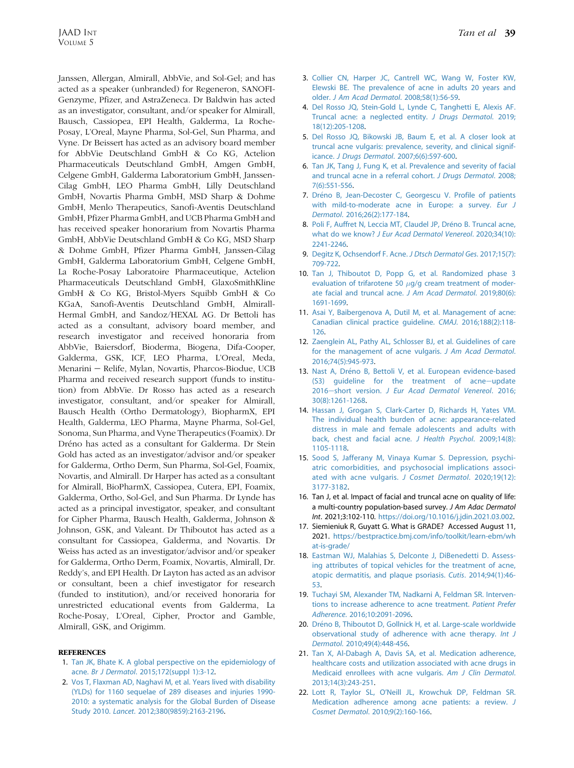Janssen, Allergan, Almirall, AbbVie, and Sol-Gel; and has acted as a speaker (unbranded) for Regeneron, SANOFI-Genzyme, Pfizer, and AstraZeneca. Dr Baldwin has acted as an investigator, consultant, and/or speaker for Almirall, Bausch, Cassiopea, EPI Health, Galderma, La Roche-Posay, L'Oreal, Mayne Pharma, Sol-Gel, Sun Pharma, and Vyne. Dr Beissert has acted as an advisory board member for AbbVie Deutschland GmbH & Co KG, Actelion Pharmaceuticals Deutschland GmbH, Amgen GmbH, Celgene GmbH, Galderma Laboratorium GmbH, Janssen-Cilag GmbH, LEO Pharma GmbH, Lilly Deutschland GmbH, Novartis Pharma GmbH, MSD Sharp & Dohme GmbH, Menlo Therapeutics, Sanofi-Aventis Deutschland GmbH, Pfizer Pharma GmbH, and UCB Pharma GmbH and has received speaker honorarium from Novartis Pharma GmbH, AbbVie Deutschland GmbH & Co KG, MSD Sharp & Dohme GmbH, Pfizer Pharma GmbH, Janssen-Cilag GmbH, Galderma Laboratorium GmbH, Celgene GmbH, La Roche-Posay Laboratoire Pharmaceutique, Actelion Pharmaceuticals Deutschland GmbH, GlaxoSmithKline GmbH & Co KG, Bristol-Myers Squibb GmbH & Co KGaA, Sanofi-Aventis Deutschland GmbH, Almirall-Hermal GmbH, and Sandoz/HEXAL AG. Dr Bettoli has acted as a consultant, advisory board member, and research investigator and received honoraria from AbbVie, Baiersdorf, Bioderma, Biogena, Difa-Cooper, Galderma, GSK, ICF, LEO Pharma, L'Oreal, Meda, Menarini — Relife, Mylan, Novartis, Pharcos-Biodue, UCB Pharma and received research support (funds to institution) from AbbVie. Dr Rosso has acted as a research investigator, consultant, and/or speaker for Almirall, Bausch Health (Ortho Dermatology), BiopharmX, EPI Health, Galderma, LEO Pharma, Mayne Pharma, Sol-Gel, Sonoma, Sun Pharma, and Vyne Therapeutics (Foamix). Dr Dréno has acted as a consultant for Galderma. Dr Stein Gold has acted as an investigator/advisor and/or speaker for Galderma, Ortho Derm, Sun Pharma, Sol-Gel, Foamix, Novartis, and Almirall. Dr Harper has acted as a consultant for Almirall, BioPharmX, Cassiopea, Cutera, EPI, Foamix, Galderma, Ortho, Sol-Gel, and Sun Pharma. Dr Lynde has acted as a principal investigator, speaker, and consultant for Cipher Pharma, Bausch Health, Galderma, Johnson & Johnson, GSK, and Valeant. Dr Thiboutot has acted as a consultant for Cassiopea, Galderma, and Novartis. Dr Weiss has acted as an investigator/advisor and/or speaker for Galderma, Ortho Derm, Foamix, Novartis, Almirall, Dr. Reddy's, and EPI Health. Dr Layton has acted as an advisor or consultant, been a chief investigator for research (funded to institution), and/or received honoraria for unrestricted educational events from Galderma, La Roche-Posay, L'Oreal, Cipher, Proctor and Gamble, Almirall, GSK, and Origimm.

## REFERENCES

1. Tan JK, Bhate K. A global perspective on the epidemiology of acne. *Br J Dermatol*. 2015;172(suppl 1):3-12.
2. Vos T, Flaxman AD, Naghavi M, et al. Years lived with disability (YLDs) for 1160 sequelae of 289 diseases and injuries 1990-2010: a systematic analysis for the Global Burden of Disease Study 2010. *Lancet*. 2012;380(9859):2163-2196.
3. Collier CN, Harper JC, Cantrell WC, Wang W, Foster KW, Elewski BE. The prevalence of acne in adults 20 years and older. *J Am Acad Dermatol*. 2008;58(1):56-59.
4. Del Rosso JQ, Stein-Gold L, Lynde C, Tanghetti E, Alexis AF. Truncal acne: a neglected entity. *J Drugs Dermatol*. 2019; 18(12):205-1208.
5. Del Rosso JQ, Bikowski JB, Baum E, et al. A closer look at truncal acne vulgaris: prevalence, severity, and clinical significance. *J Drugs Dermatol*. 2007;6(6):597-600.
6. Tan JK, Tang J, Fung K, et al. Prevalence and severity of facial and truncal acne in a referral cohort. *J Drugs Dermatol*. 2008; 7(6):551-556.
7. Dréno B, Jean-Decoster C, Georgescu V. Profile of patients with mild-to-moderate acne in Europe: a survey. *Eur J Dermatol*. 2016;26(2):177-184.
8. Poli F, Auffret N, Leccia MT, Claudel JP, Dréno B. Truncal acne, what do we know? *J Eur Acad Dermatol Venereol*. 2020;34(10): 2241-2246.
9. Degitz K, Ochsendorf F. Acne. *J Dtsch Dermatol Ges*. 2017;15(7): 709-722.
10. Tan J, Thiboutot D, Popp G, et al. Randomized phase 3 evaluation of trifarotene 50 $\mu$g/g cream treatment of moderate facial and truncal acne. *J Am Acad Dermatol*. 2019;80(6): 1691-1699.
11. Asai Y, Baibergenova A, Dutil M, et al. Management of acne: Canadian clinical practice guideline. *CMAJ*. 2016;188(2):118-126.
12. Zaenglein AL, Pathy AL, Schlosser BJ, et al. Guidelines of care for the management of acne vulgaris. *J Am Acad Dermatol*. 2016;74(5):945-973.
13. Nast A, Dréno B, Bettoli V, et al. European evidence-based (S3) guideline for the treatment of acne—update 2016—short version. *J Eur Acad Dermatol Venereol*. 2016; 30(8):1261-1268.
14. Hassan J, Grogan S, Clark-Carter D, Richards H, Yates VM. The individual health burden of acne: appearance-related distress in male and female adolescents and adults with back, chest and facial acne. *J Health Psychol*. 2009;14(8): 1105-1118.
15. Sood S, Jafferany M, Vinaya Kumar S. Depression, psychiatric comorbidities, and psychosocial implications associated with acne vulgaris. *J Cosmet Dermatol*. 2020;19(12): 3177-3182.
16. Tan J, et al. Impact of facial and truncal acne on quality of life: a multi-country population-based survey. *J Am Adac Dermatol Int*. 2021;3:102-110. https://doi.org/10.1016/j.jdin.2021.03.002.
17. Siemieniuk R, Guyatt G. What is GRADE? Accessed August 11, 2021. https://bestpractice.bmj.com/info/toolkit/learn-ebm/what-is-grade/
18. Eastman WJ, Malahias S, Delconte J, DiBenedetti D. Assessing attributes of topical vehicles for the treatment of acne, atopic dermatitis, and plaque psoriasis. *Cutis*. 2014;94(1):46-53.
19. Tuchayi SM, Alexander TM, Nadkarni A, Feldman SR. Interventions to increase adherence to acne treatment. *Patient Prefer Adherence*. 2016;10:2091-2096.
20. Dréno B, Thiboutot D, Gollnick H, et al. Large-scale worldwide observational study of adherence with acne therapy. *Int J Dermatol*. 2010;49(4):448-456.
21. Tan X, Al-Dabagh A, Davis SA, et al. Medication adherence, healthcare costs and utilization associated with acne drugs in Medicaid enrollees with acne vulgaris. *Am J Clin Dermatol*. 2013;14(3):243-251.
22. Lott R, Taylor SL, O'Neill JL, Krowchuk DP, Feldman SR. Medication adherence among acne patients: a review. *J Cosmet Dermatol*. 2010;9(2):160-166.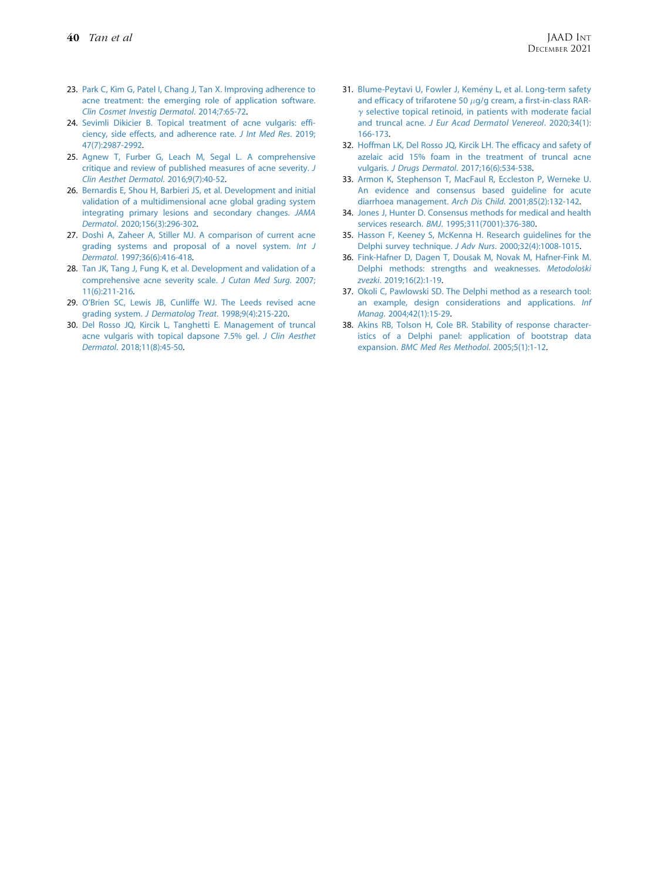23. Park C, Kim G, Patel I, Chang J, Tan X. Improving adherence to acne treatment: the emerging role of application software. *Clin Cosmet Investig Dermatol*. 2014;7:65-72.
24. Sevimli Dikicier B. Topical treatment of acne vulgaris: efficiency, side effects, and adherence rate. *J Int Med Res*. 2019; 47(7):2987-2992.
25. Agnew T, Furber G, Leach M, Segal L. A comprehensive critique and review of published measures of acne severity. *J Clin Aesthet Dermatol*. 2016;9(7):40-52.
26. Bernardis E, Shou H, Barbieri JS, et al. Development and initial validation of a multidimensional acne global grading system integrating primary lesions and secondary changes. *JAMA Dermatol*. 2020;156(3):296-302.
27. Doshi A, Zaheer A, Stiller MJ. A comparison of current acne grading systems and proposal of a novel system. *Int J Dermatol*. 1997;36(6):416-418.
28. Tan JK, Tang J, Fung K, et al. Development and validation of a comprehensive acne severity scale. *J Cutan Med Surg*. 2007; 11(6):211-216.
29. O'Brien SC, Lewis JB, Cunliffe WJ. The Leeds revised acne grading system. *J Dermatolog Treat*. 1998;9(4):215-220.
30. Del Rosso JQ, Kircik L, Tanghetti E. Management of truncal acne vulgaris with topical dapsone 7.5% gel. *J Clin Aesthet Dermatol*. 2018;11(8):45-50.
31. Blume-Peytavi U, Fowler J, Kemény L, et al. Long-term safety and efficacy of trifarotene 50 $\mu$g/g cream, a first-in-class RAR-$\gamma$ selective topical retinoid, in patients with moderate facial and truncal acne. *J Eur Acad Dermatol Venereol*. 2020;34(1): 166-173.
32. Hoffman LK, Del Rosso JQ, Kircik LH. The efficacy and safety of azelaic acid 15% foam in the treatment of truncal acne vulgaris. *J Drugs Dermatol*. 2017;16(6):534-538.
33. Armon K, Stephenson T, MacFaul R, Eccleston P, Werneke U. An evidence and consensus based guideline for acute diarrhoea management. *Arch Dis Child*. 2001;85(2):132-142.
34. Jones J, Hunter D. Consensus methods for medical and health services research. *BMJ*. 1995;311(7001):376-380.
35. Hasson F, Keeney S, McKenna H. Research guidelines for the Delphi survey technique. *J Adv Nurs*. 2000;32(4):1008-1015.
36. Fink-Hafner D, Dagen T, Doušak M, Novak M, Hafner-Fink M. Delphi methods: strengths and weaknesses. *Metodološki zvezki*. 2019;16(2):1-19.
37. Okoli C, Pawlowski SD. The Delphi method as a research tool: an example, design considerations and applications. *Inf Manag*. 2004;42(1):15-29.
38. Akins RB, Tolson H, Cole BR. Stability of response characteristics of a Delphi panel: application of bootstrap data expansion. *BMC Med Res Methodol*. 2005;5(1):1-12.